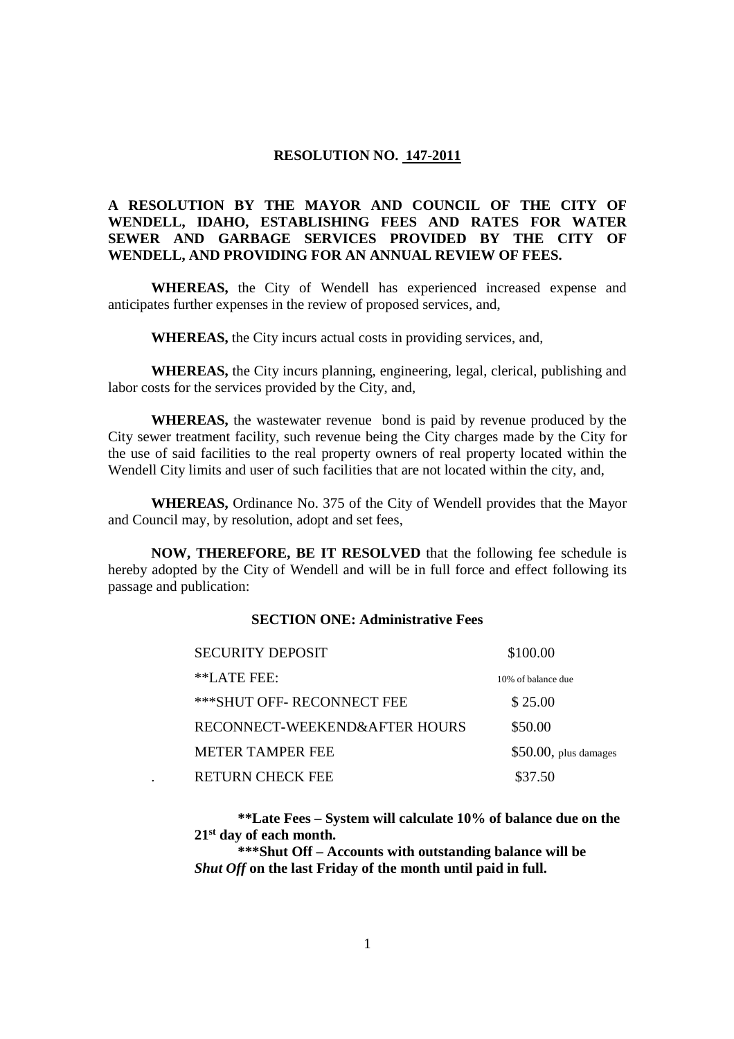## RESOLUTION NO. 147-2011

**A RESOLUTION BY THE MAYOR AND COUNCIL OF THE CITY OF WENDELL, IDAHO, ESTABLISHING FEES AND RATES FOR WATER SEWER AND GARBAGE SERVICES PROVIDED BY THE CITY OF WENDELL, AND PROVIDING FOR AN ANNUAL REVIEW OF FEES.**

**WHEREAS,** the City of Wendell has experienced increased expense and anticipates further expenses in the review of proposed services, and,

**WHEREAS,** the City incurs actual costs in providing services, and,

**WHEREAS,** the City incurs planning, engineering, legal, clerical, publishing and labor costs for the services provided by the City, and,

**WHEREAS,** the wastewater revenue bond is paid by revenue produced by the City sewer treatment facility, such revenue being the City charges made by the City for the use of said facilities to the real property owners of real property located within the Wendell City limits and user of such facilities that are not located within the city, and,

**WHEREAS,** Ordinance No. 375 of the City of Wendell provides that the Mayor and Council may, by resolution, adopt and set fees,

**NOW, THEREFORE, BE IT RESOLVED** that the following fee schedule is hereby adopted by the City of Wendell and will be in full force and effect following its passage and publication:

### SECTION ONE: Administrative Fees

| | |
|---|---|
| SECURITY DEPOSIT | \$100.00 |
| **LATE FEE: | 10% of balance due |
| ***SHUT OFF- RECONNECT FEE | \$ 25.00 |
| RECONNECT-WEEKEND&AFTER HOURS | \$50.00 |
| METER TAMPER FEE | \$50.00, plus damages |
| RETURN CHECK FEE | \$37.50 |

**\*\*Late Fees – System will calculate 10% of balance due on the 21st day of each month.**

**\*\*\*Shut Off – Accounts with outstanding balance will be *Shut Off* on the last Friday of the month until paid in full.**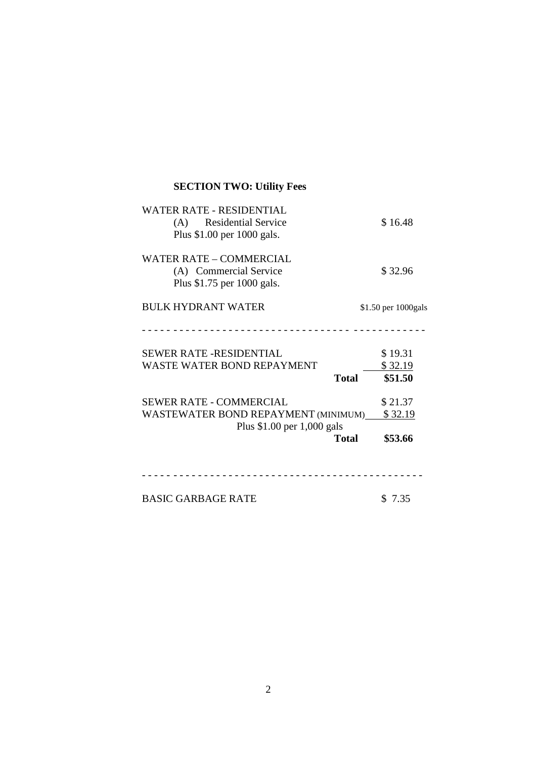**SECTION TWO: Utility Fees**

| | |
|---|---|
| WATER RATE - RESIDENTIAL | |
| (A) Residential Service | $ 16.48 |
| Plus $1.00 per 1000 gals. | |
| | |
| WATER RATE – COMMERCIAL | |
| (A) Commercial Service | $ 32.96 |
| Plus $1.75 per 1000 gals. | |
| | |
| BULK HYDRANT WATER | $1.50 per 1000gals |

- - - - - - - - - - - - - - - - - - - - - - - - - - - - - - - - - - - - - - - - - - -

| | | |
|---|---|---|
| SEWER RATE -RESIDENTIAL | | $ 19.31 |
| WASTE WATER BOND REPAYMENT | | $ 32.19 |
| | **Total** | **$51.50** |
| | | |
| SEWER RATE - COMMERCIAL | | $ 21.37 |
| WASTEWATER BOND REPAYMENT (MINIMUM) | | $ 32.19 |
| Plus $1.00 per 1,000 gals | | |
| | **Total** | **$53.66** |

- - - - - - - - - - - - - - - - - - - - - - - - - - - - - - - - - - - - - - - - - - -

| | |
|---|---|
| BASIC GARBAGE RATE | $ 7.35 |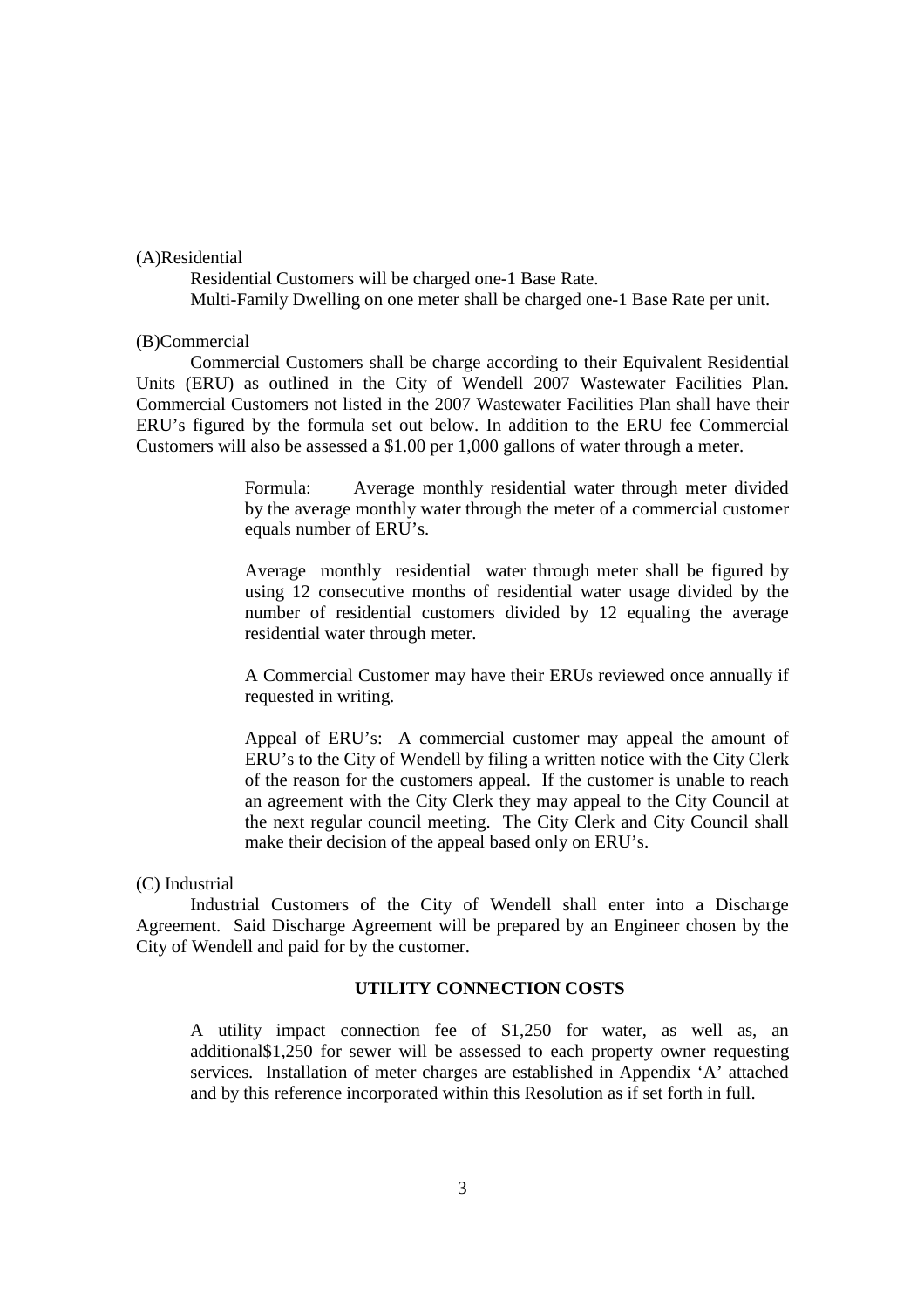(A)Residential

Residential Customers will be charged one-1 Base Rate.
Multi-Family Dwelling on one meter shall be charged one-1 Base Rate per unit.

(B)Commercial

Commercial Customers shall be charge according to their Equivalent Residential Units (ERU) as outlined in the City of Wendell 2007 Wastewater Facilities Plan. Commercial Customers not listed in the 2007 Wastewater Facilities Plan shall have their ERU's figured by the formula set out below. In addition to the ERU fee Commercial Customers will also be assessed a $1.00 per 1,000 gallons of water through a meter.

> Formula: Average monthly residential water through meter divided by the average monthly water through the meter of a commercial customer equals number of ERU's.
>
> Average monthly residential water through meter shall be figured by using 12 consecutive months of residential water usage divided by the number of residential customers divided by 12 equaling the average residential water through meter.
>
> A Commercial Customer may have their ERUs reviewed once annually if requested in writing.
>
> Appeal of ERU's: A commercial customer may appeal the amount of ERU's to the City of Wendell by filing a written notice with the City Clerk of the reason for the customers appeal. If the customer is unable to reach an agreement with the City Clerk they may appeal to the City Council at the next regular council meeting. The City Clerk and City Council shall make their decision of the appeal based only on ERU's.

(C) Industrial

Industrial Customers of the City of Wendell shall enter into a Discharge Agreement. Said Discharge Agreement will be prepared by an Engineer chosen by the City of Wendell and paid for by the customer.

**UTILITY CONNECTION COSTS**

A utility impact connection fee of $1,250 for water, as well as, an additional$1,250 for sewer will be assessed to each property owner requesting services. Installation of meter charges are established in Appendix 'A' attached and by this reference incorporated within this Resolution as if set forth in full.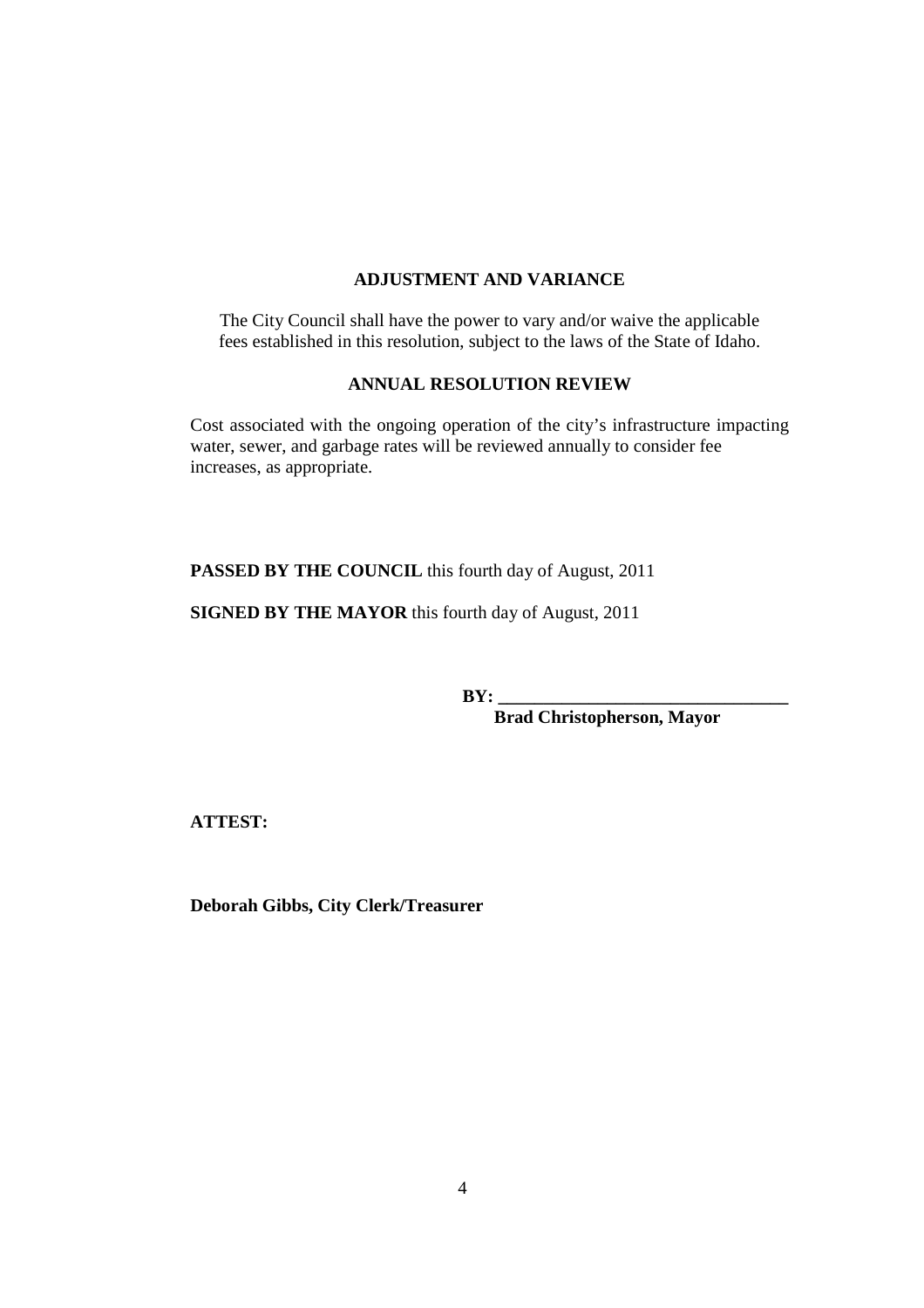## ADJUSTMENT AND VARIANCE

The City Council shall have the power to vary and/or waive the applicable fees established in this resolution, subject to the laws of the State of Idaho.

## ANNUAL RESOLUTION REVIEW

Cost associated with the ongoing operation of the city's infrastructure impacting water, sewer, and garbage rates will be reviewed annually to consider fee increases, as appropriate.

**PASSED BY THE COUNCIL** this fourth day of August, 2011

**SIGNED BY THE MAYOR** this fourth day of August, 2011

**BY: ________________________________**
**Brad Christopherson, Mayor**

**ATTEST:**

**Deborah Gibbs, City Clerk/Treasurer**